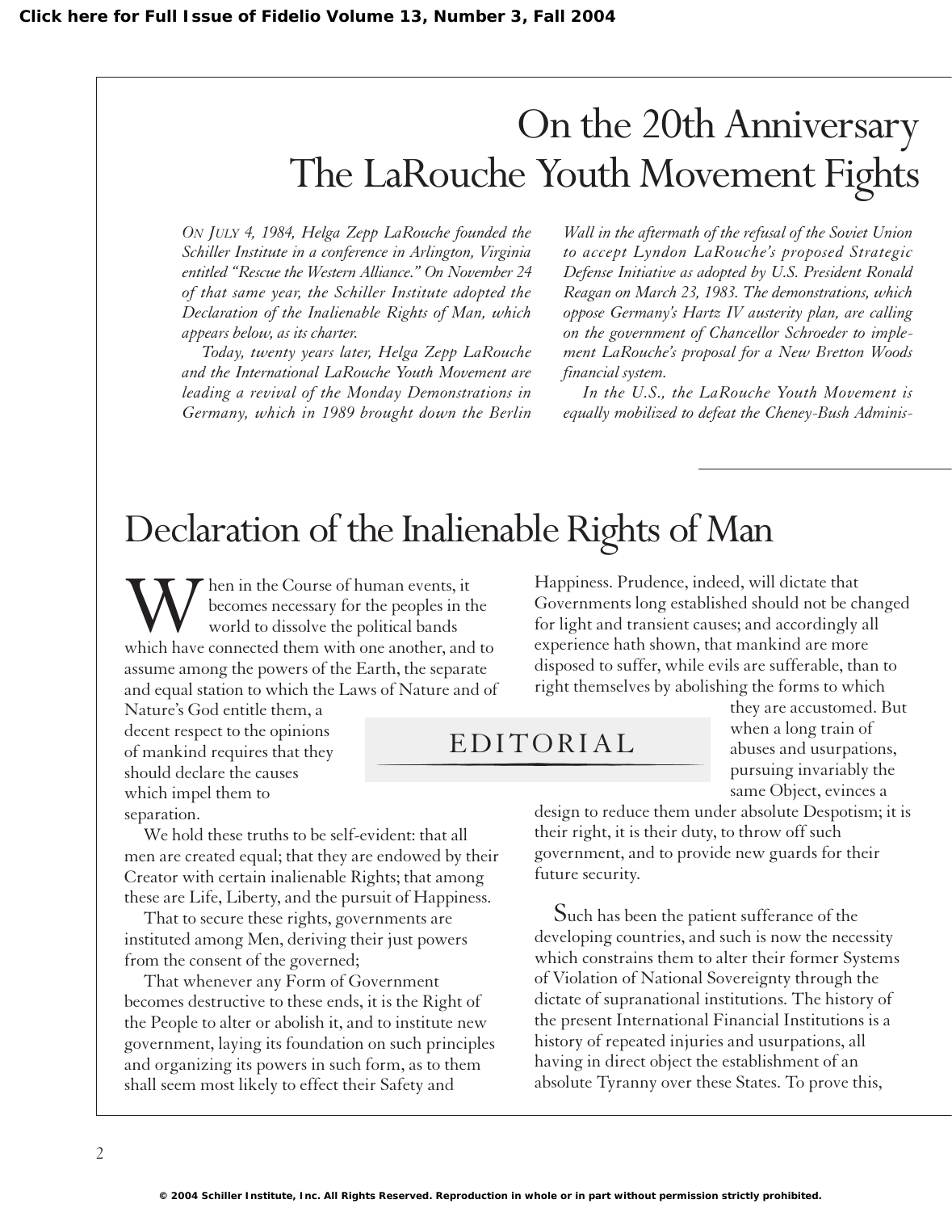Click here for Full Issue of Fidelio Volume 13, Number 3, Fall 2004

# On the 20th Anniversary The LaRouche Youth Movement Fights

*On July 4, 1984, Helga Zepp LaRouche founded the Schiller Institute in a conference in Arlington, Virginia entitled "Rescue the Western Alliance." On November 24 of that same year, the Schiller Institute adopted the Declaration of the Inalienable Rights of Man, which appears below, as its charter.*

*Today, twenty years later, Helga Zepp LaRouche and the International LaRouche Youth Movement are leading a revival of the Monday Demonstrations in Germany, which in 1989 brought down the Berlin Wall in the aftermath of the refusal of the Soviet Union to accept Lyndon LaRouche's proposed Strategic Defense Initiative as adopted by U.S. President Ronald Reagan on March 23, 1983. The demonstrations, which oppose Germany's Hartz IV austerity plan, are calling on the government of Chancellor Schroeder to implement LaRouche's proposal for a New Bretton Woods financial system.*

*In the U.S., the LaRouche Youth Movement is equally mobilized to defeat the Cheney-Bush Adminis-*

EDITORIAL

# Declaration of the Inalienable Rights of Man

When in the Course of human events, it becomes necessary for the peoples in the world to dissolve the political bands which have connected them with one another, and to assume among the powers of the Earth, the separate and equal station to which the Laws of Nature and of Nature's God entitle them, a decent respect to the opinions of mankind requires that they should declare the causes which impel them to separation.

We hold these truths to be self-evident: that all men are created equal; that they are endowed by their Creator with certain inalienable Rights; that among these are Life, Liberty, and the pursuit of Happiness.

That to secure these rights, governments are instituted among Men, deriving their just powers from the consent of the governed;

That whenever any Form of Government becomes destructive to these ends, it is the Right of the People to alter or abolish it, and to institute new government, laying its foundation on such principles and organizing its powers in such form, as to them shall seem most likely to effect their Safety and Happiness. Prudence, indeed, will dictate that Governments long established should not be changed for light and transient causes; and accordingly all experience hath shown, that mankind are more disposed to suffer, while evils are sufferable, than to right themselves by abolishing the forms to which they are accustomed. But when a long train of abuses and usurpations, pursuing invariably the same Object, evinces a design to reduce them under absolute Despotism; it is their right, it is their duty, to throw off such government, and to provide new guards for their future security.

Such has been the patient sufferance of the developing countries, and such is now the necessity which constrains them to alter their former Systems of Violation of National Sovereignty through the dictate of supranational institutions. The history of the present International Financial Institutions is a history of repeated injuries and usurpations, all having in direct object the establishment of an absolute Tyranny over these States. To prove this,

© 2004 Schiller Institute, Inc. All Rights Reserved. Reproduction in whole or in part without permission strictly prohibited.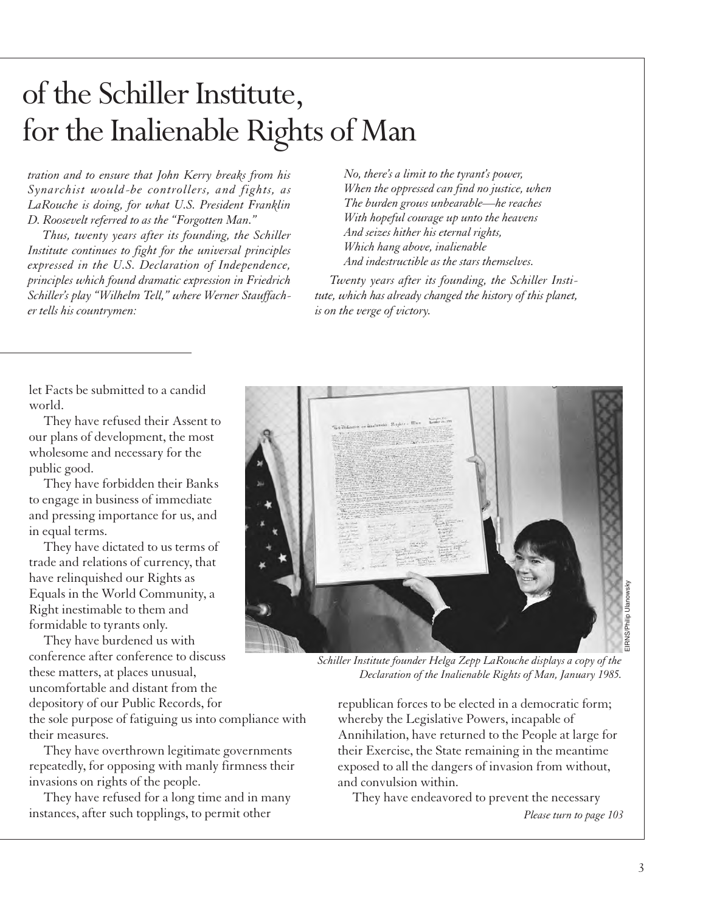# of the Schiller Institute, for the Inalienable Rights of Man

*tration and to ensure that John Kerry breaks from his Synarchist would-be controllers, and fights, as LaRouche is doing, for what U.S. President Franklin D. Roosevelt referred to as the "Forgotten Man."*

*Thus, twenty years after its founding, the Schiller Institute continues to fight for the universal principles expressed in the U.S. Declaration of Independence, principles which found dramatic expression in Friedrich Schiller's play "Wilhelm Tell," where Werner Stauffacher tells his countrymen:*

*No, there's a limit to the tyrant's power,*
*When the oppressed can find no justice, when*
*The burden grows unbearable—he reaches*
*With hopeful courage up unto the heavens*
*And seizes hither his eternal rights,*
*Which hang above, inalienable*
*And indestructible as the stars themselves.*

*Twenty years after its founding, the Schiller Institute, which has already changed the history of this planet, is on the verge of victory.*

let Facts be submitted to a candid world.

They have refused their Assent to our plans of development, the most wholesome and necessary for the public good.

They have forbidden their Banks to engage in business of immediate and pressing importance for us, and in equal terms.

They have dictated to us terms of trade and relations of currency, that have relinquished our Rights as Equals in the World Community, a Right inestimable to them and formidable to tyrants only.

They have burdened us with conference after conference to discuss these matters, at places unusual, uncomfortable and distant from the depository of our Public Records, for the sole purpose of fatiguing us into compliance with their measures.

They have overthrown legitimate governments repeatedly, for opposing with manly firmness their invasions on rights of the people.

They have refused for a long time and in many instances, after such topplings, to permit other republican forces to be elected in a democratic form; whereby the Legislative Powers, incapable of Annihilation, have returned to the People at large for their Exercise, the State remaining in the meantime exposed to all the dangers of invasion from without, and convulsion within.

They have endeavored to prevent the necessary

*Please turn to page 103*

EIRNS/Philip Ulanowsky

*Schiller Institute founder Helga Zepp LaRouche displays a copy of the Declaration of the Inalienable Rights of Man, January 1985.*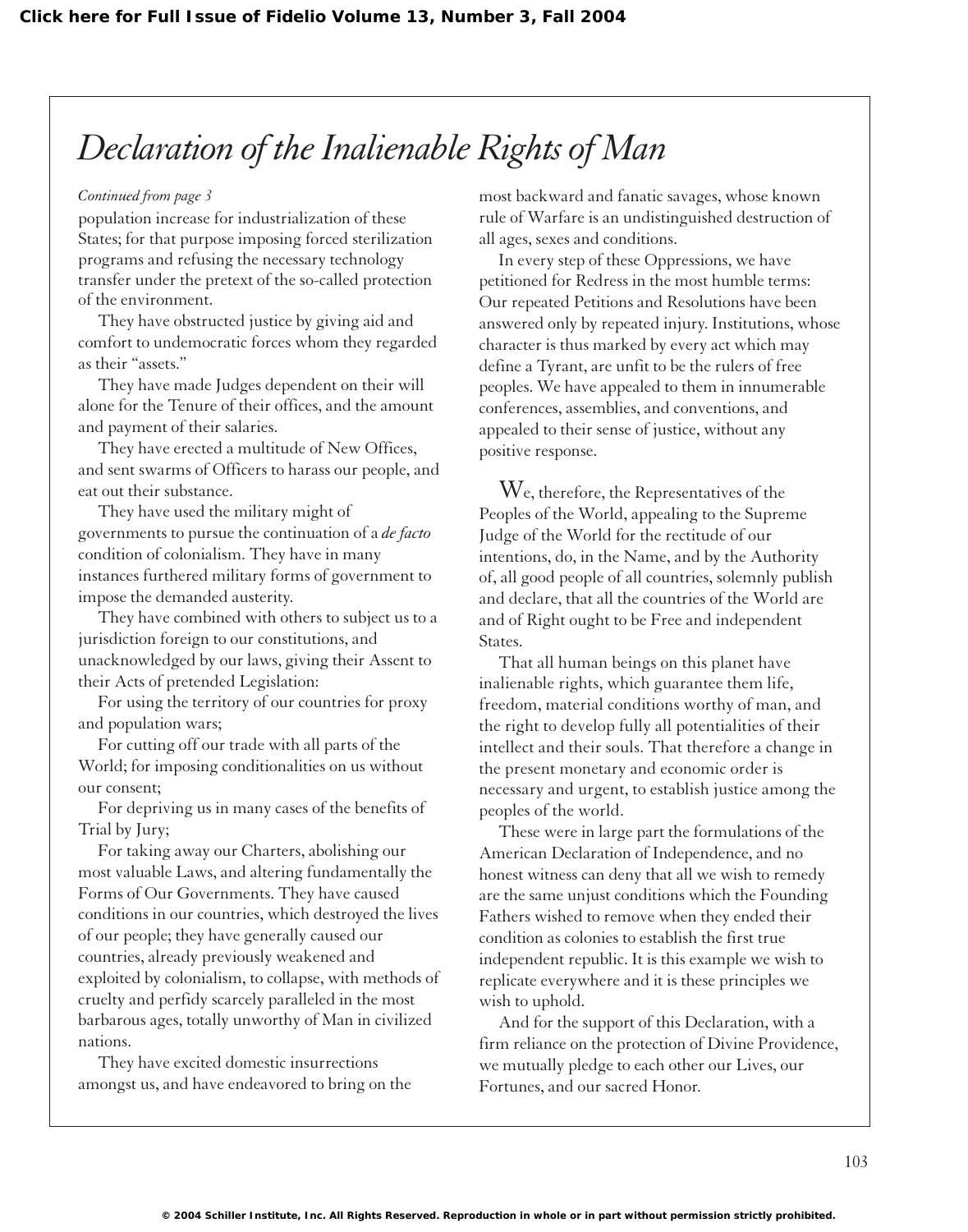# Declaration of the Inalienable Rights of Man

*Continued from page 3*

population increase for industrialization of these States; for that purpose imposing forced sterilization programs and refusing the necessary technology transfer under the pretext of the so-called protection of the environment.

They have obstructed justice by giving aid and comfort to undemocratic forces whom they regarded as their "assets."

They have made Judges dependent on their will alone for the Tenure of their offices, and the amount and payment of their salaries.

They have erected a multitude of New Offices, and sent swarms of Officers to harass our people, and eat out their substance.

They have used the military might of governments to pursue the continuation of a *de facto* condition of colonialism. They have in many instances furthered military forms of government to impose the demanded austerity.

They have combined with others to subject us to a jurisdiction foreign to our constitutions, and unacknowledged by our laws, giving their Assent to their Acts of pretended Legislation:

For using the territory of our countries for proxy and population wars;

For cutting off our trade with all parts of the World; for imposing conditionalities on us without our consent;

For depriving us in many cases of the benefits of Trial by Jury;

For taking away our Charters, abolishing our most valuable Laws, and altering fundamentally the Forms of Our Governments. They have caused conditions in our countries, which destroyed the lives of our people; they have generally caused our countries, already previously weakened and exploited by colonialism, to collapse, with methods of cruelty and perfidy scarcely paralleled in the most barbarous ages, totally unworthy of Man in civilized nations.

They have excited domestic insurrections amongst us, and have endeavored to bring on the most backward and fanatic savages, whose known rule of Warfare is an undistinguished destruction of all ages, sexes and conditions.

In every step of these Oppressions, we have petitioned for Redress in the most humble terms: Our repeated Petitions and Resolutions have been answered only by repeated injury. Institutions, whose character is thus marked by every act which may define a Tyrant, are unfit to be the rulers of free peoples. We have appealed to them in innumerable conferences, assemblies, and conventions, and appealed to their sense of justice, without any positive response.

We, therefore, the Representatives of the Peoples of the World, appealing to the Supreme Judge of the World for the rectitude of our intentions, do, in the Name, and by the Authority of, all good people of all countries, solemnly publish and declare, that all the countries of the World are and of Right ought to be Free and independent States.

That all human beings on this planet have inalienable rights, which guarantee them life, freedom, material conditions worthy of man, and the right to develop fully all potentialities of their intellect and their souls. That therefore a change in the present monetary and economic order is necessary and urgent, to establish justice among the peoples of the world.

These were in large part the formulations of the American Declaration of Independence, and no honest witness can deny that all we wish to remedy are the same unjust conditions which the Founding Fathers wished to remove when they ended their condition as colonies to establish the first true independent republic. It is this example we wish to replicate everywhere and it is these principles we wish to uphold.

And for the support of this Declaration, with a firm reliance on the protection of Divine Providence, we mutually pledge to each other our Lives, our Fortunes, and our sacred Honor.